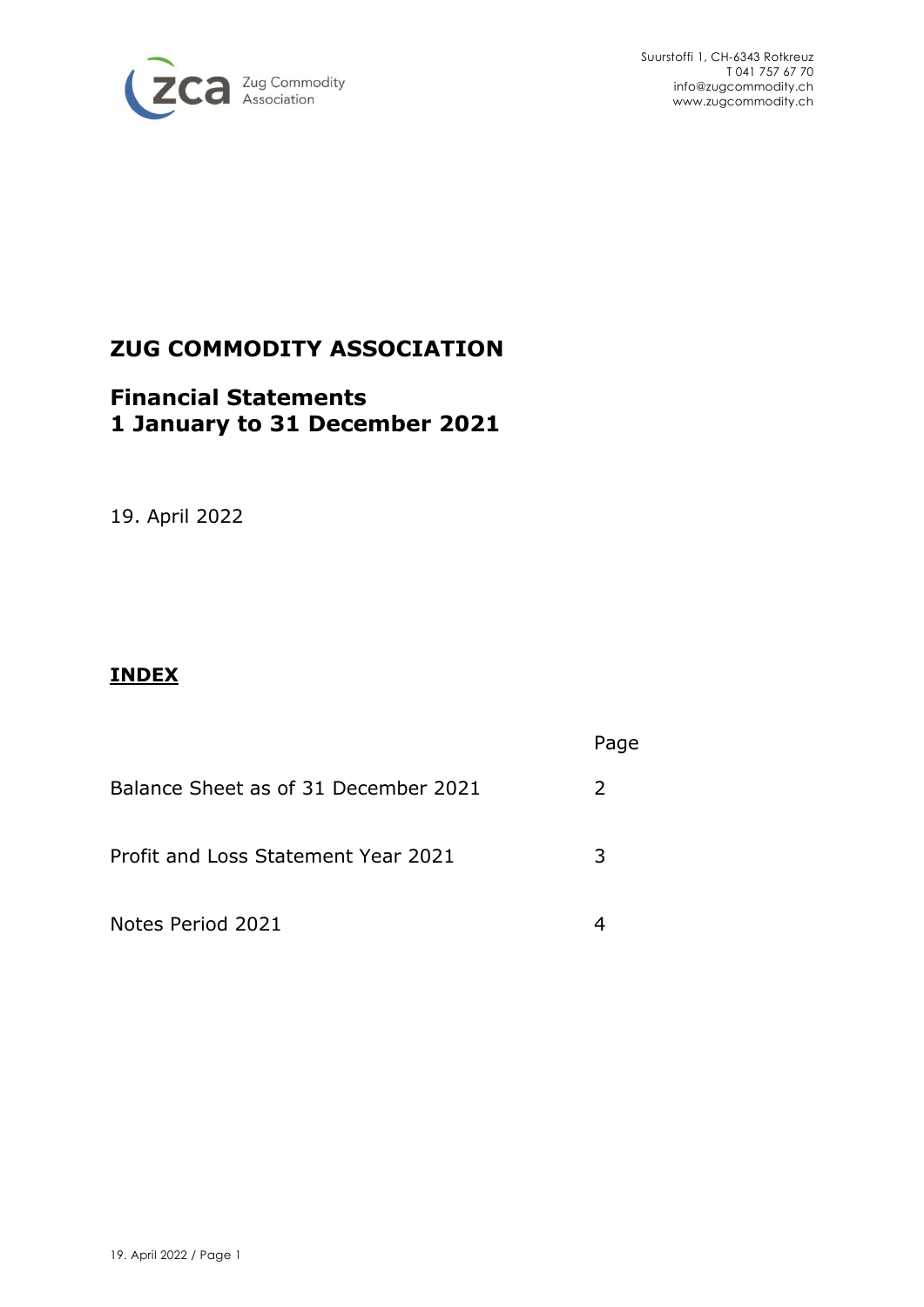Zug Commodity Association

Suurstoffi 1, CH-6343 Rotkreuz
T 041 757 67 70
info@zugcommodity.ch
www.zugcommodity.ch

# ZUG COMMODITY ASSOCIATION

## Financial Statements
## 1 January to 31 December 2021

19. April 2022

**INDEX**

| | Page |
|---|---|
| Balance Sheet as of 31 December 2021 | 2 |
| Profit and Loss Statement Year 2021 | 3 |
| Notes Period 2021 | 4 |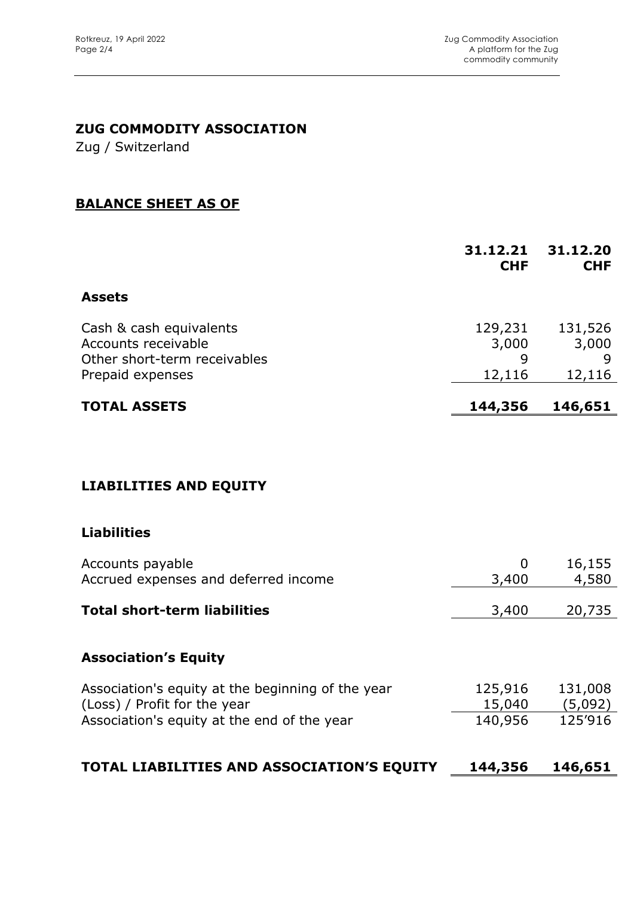## ZUG COMMODITY ASSOCIATION

Zug / Switzerland

## BALANCE SHEET AS OF

| | 31.12.21 CHF | 31.12.20 CHF |
|---|---|---|
| **Assets** | | |
| Cash & cash equivalents | 129,231 | 131,526 |
| Accounts receivable | 3,000 | 3,000 |
| Other short-term receivables | 9 | 9 |
| Prepaid expenses | 12,116 | 12,116 |
| **TOTAL ASSETS** | **144,356** | **146,651** |

| | 31.12.21 CHF | 31.12.20 CHF |
|---|---|---|
| **LIABILITIES AND EQUITY** | | |
| **Liabilities** | | |
| Accounts payable | 0 | 16,155 |
| Accrued expenses and deferred income | 3,400 | 4,580 |
| **Total short-term liabilities** | 3,400 | 20,735 |
| **Association's Equity** | | |
| Association's equity at the beginning of the year | 125,916 | 131,008 |
| (Loss) / Profit for the year | 15,040 | (5,092) |
| Association's equity at the end of the year | 140,956 | 125'916 |
| **TOTAL LIABILITIES AND ASSOCIATION'S EQUITY** | **144,356** | **146,651** |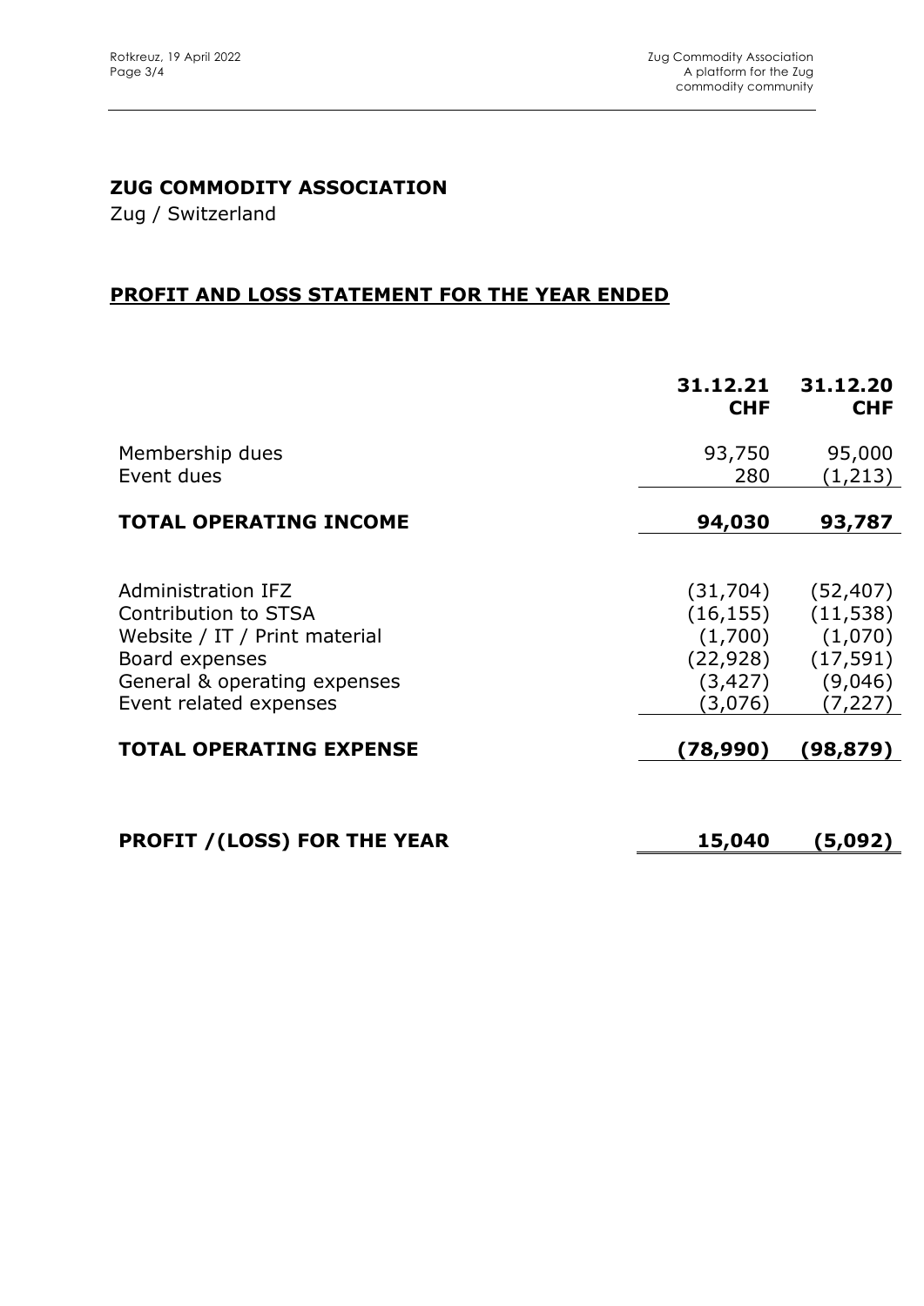## ZUG COMMODITY ASSOCIATION

Zug / Switzerland

## PROFIT AND LOSS STATEMENT FOR THE YEAR ENDED

| | 31.12.21<br>CHF | 31.12.20<br>CHF |
|---|---|---|
| Membership dues | 93,750 | 95,000 |
| Event dues | 280 | (1,213) |
| **TOTAL OPERATING INCOME** | **94,030** | **93,787** |
| | | |
| Administration IFZ | (31,704) | (52,407) |
| Contribution to STSA | (16,155) | (11,538) |
| Website / IT / Print material | (1,700) | (1,070) |
| Board expenses | (22,928) | (17,591) |
| General & operating expenses | (3,427) | (9,046) |
| Event related expenses | (3,076) | (7,227) |
| **TOTAL OPERATING EXPENSE** | **(78,990)** | **(98,879)** |
| | | |
| **PROFIT /(LOSS) FOR THE YEAR** | **15,040** | **(5,092)** |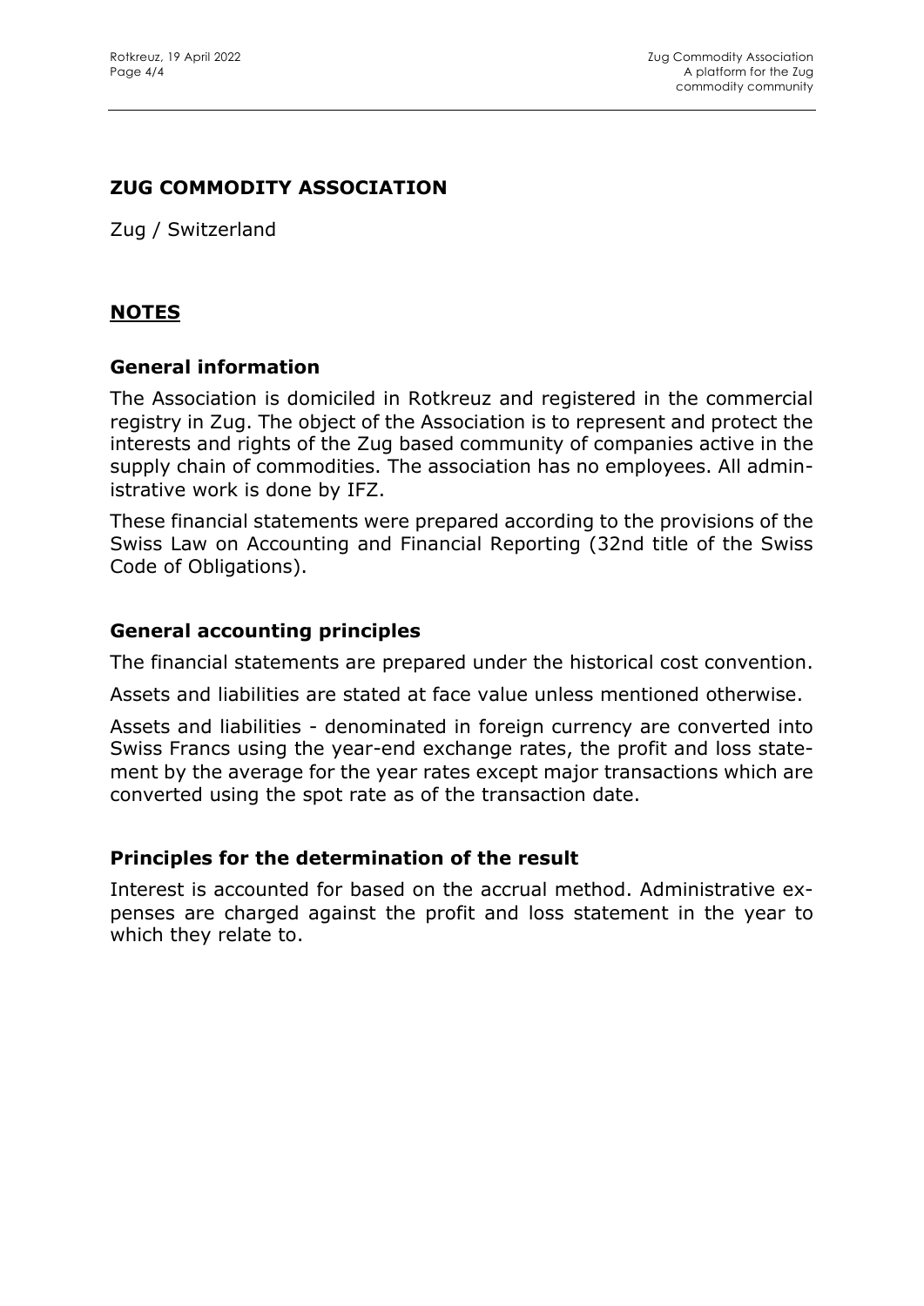**ZUG COMMODITY ASSOCIATION**

Zug / Switzerland

## NOTES

### General information

The Association is domiciled in Rotkreuz and registered in the commercial registry in Zug. The object of the Association is to represent and protect the interests and rights of the Zug based community of companies active in the supply chain of commodities. The association has no employees. All administrative work is done by IFZ.

These financial statements were prepared according to the provisions of the Swiss Law on Accounting and Financial Reporting (32nd title of the Swiss Code of Obligations).

### General accounting principles

The financial statements are prepared under the historical cost convention.

Assets and liabilities are stated at face value unless mentioned otherwise.

Assets and liabilities - denominated in foreign currency are converted into Swiss Francs using the year-end exchange rates, the profit and loss statement by the average for the year rates except major transactions which are converted using the spot rate as of the transaction date.

### Principles for the determination of the result

Interest is accounted for based on the accrual method. Administrative expenses are charged against the profit and loss statement in the year to which they relate to.